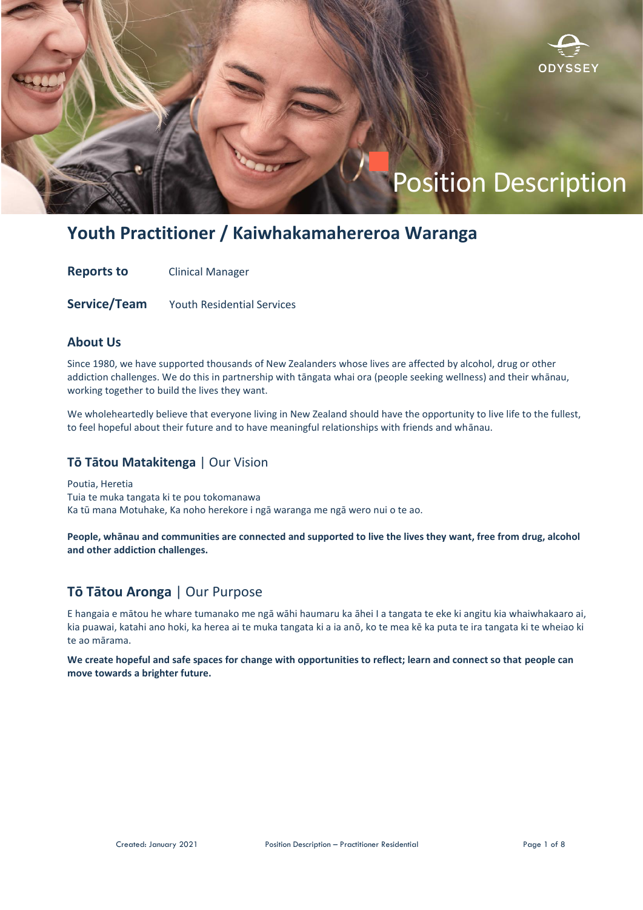Position Description

# Youth Practitioner / Kaiwhakamahereroa Waranga

**Reports to** Clinical Manager

**Service/Team** Youth Residential Services

## About Us

Since 1980, we have supported thousands of New Zealanders whose lives are affected by alcohol, drug or other addiction challenges. We do this in partnership with tāngata whai ora (people seeking wellness) and their whānau, working together to build the lives they want.

We wholeheartedly believe that everyone living in New Zealand should have the opportunity to live life to the fullest, to feel hopeful about their future and to have meaningful relationships with friends and whānau.

## Tō Tātou Matakitenga | Our Vision

Poutia, Heretia
Tuia te muka tangata ki te pou tokomanawa
Ka tū mana Motuhake, Ka noho herekore i ngā waranga me ngā wero nui o te ao.

**People, whānau and communities are connected and supported to live the lives they want, free from drug, alcohol and other addiction challenges.**

## Tō Tātou Aronga | Our Purpose

E hangaia e mātou he whare tumanako me ngā wāhi haumaru ka āhei I a tangata te eke ki angitu kia whaiwhakaaro ai, kia puawai, katahi ano hoki, ka herea ai te muka tangata ki a ia anō, ko te mea kē ka puta te ira tangata ki te wheiao ki te ao mārama.

**We create hopeful and safe spaces for change with opportunities to reflect; learn and connect so that people can move towards a brighter future.**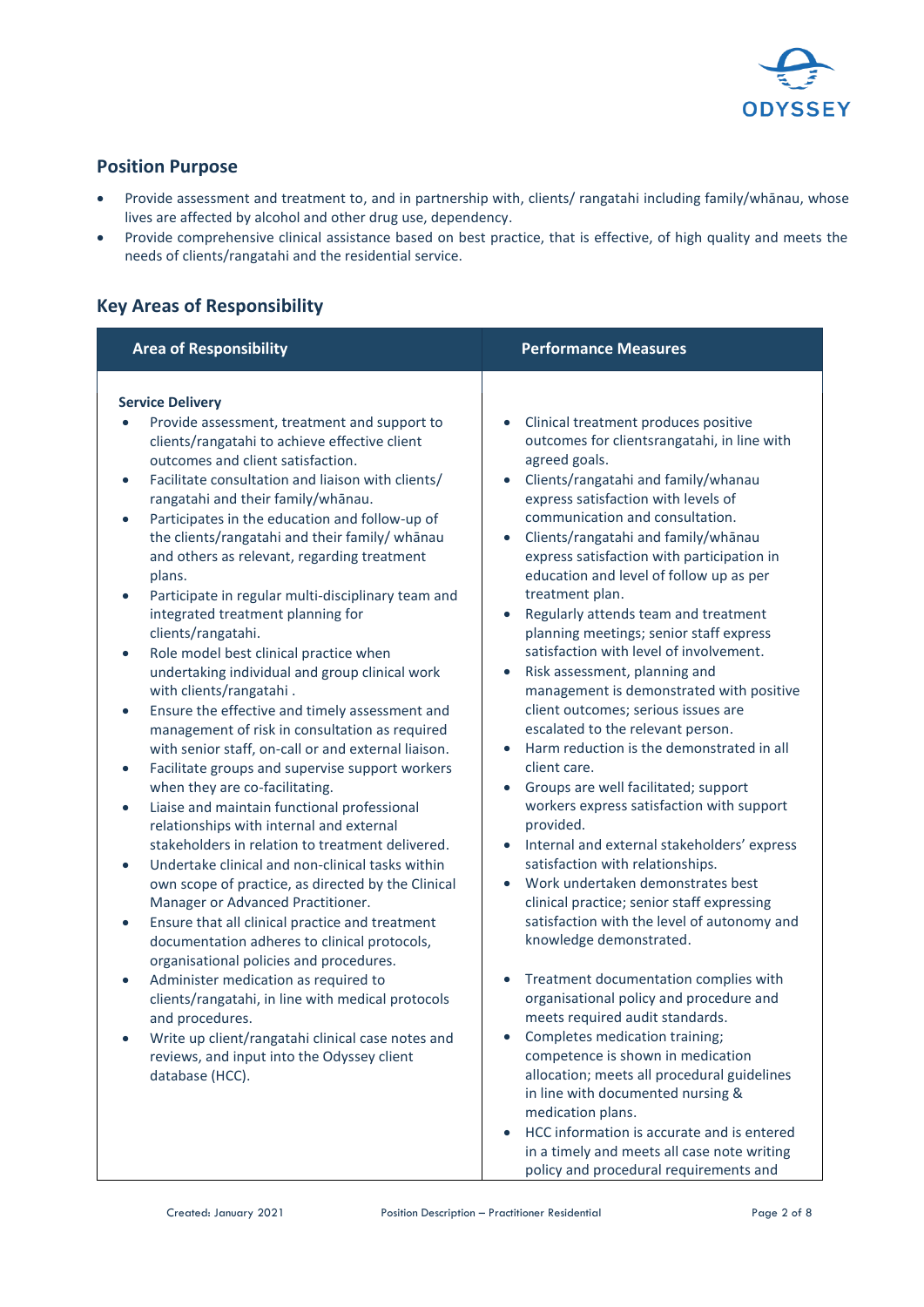## Position Purpose

- Provide assessment and treatment to, and in partnership with, clients/ rangatahi including family/whānau, whose lives are affected by alcohol and other drug use, dependency.
- Provide comprehensive clinical assistance based on best practice, that is effective, of high quality and meets the needs of clients/rangatahi and the residential service.

## Key Areas of Responsibility

| Area of Responsibility | Performance Measures |
|---|---|
| **Service Delivery**<br>• Provide assessment, treatment and support to clients/rangatahi to achieve effective client outcomes and client satisfaction.<br>• Facilitate consultation and liaison with clients/ rangatahi and their family/whānau.<br>• Participates in the education and follow-up of the clients/rangatahi and their family/ whānau and others as relevant, regarding treatment plans.<br>• Participate in regular multi-disciplinary team and integrated treatment planning for clients/rangatahi.<br>• Role model best clinical practice when undertaking individual and group clinical work with clients/rangatahi .<br>• Ensure the effective and timely assessment and management of risk in consultation as required with senior staff, on-call or and external liaison.<br>• Facilitate groups and supervise support workers when they are co-facilitating.<br>• Liaise and maintain functional professional relationships with internal and external stakeholders in relation to treatment delivered.<br>• Undertake clinical and non-clinical tasks within own scope of practice, as directed by the Clinical Manager or Advanced Practitioner.<br>• Ensure that all clinical practice and treatment documentation adheres to clinical protocols, organisational policies and procedures.<br>• Administer medication as required to clients/rangatahi, in line with medical protocols and procedures.<br>• Write up client/rangatahi clinical case notes and reviews, and input into the Odyssey client database (HCC). | • Clinical treatment produces positive outcomes for clientsrangatahi, in line with agreed goals.<br>• Clients/rangatahi and family/whanau express satisfaction with levels of communication and consultation.<br>• Clients/rangatahi and family/whānau express satisfaction with participation in education and level of follow up as per treatment plan.<br>• Regularly attends team and treatment planning meetings; senior staff express satisfaction with level of involvement.<br>• Risk assessment, planning and management is demonstrated with positive client outcomes; serious issues are escalated to the relevant person.<br>• Harm reduction is the demonstrated in all client care.<br>• Groups are well facilitated; support workers express satisfaction with support provided.<br>• Internal and external stakeholders' express satisfaction with relationships.<br>• Work undertaken demonstrates best clinical practice; senior staff expressing satisfaction with the level of autonomy and knowledge demonstrated.<br>• Treatment documentation complies with organisational policy and procedure and meets required audit standards.<br>• Completes medication training; competence is shown in medication allocation; meets all procedural guidelines in line with documented nursing & medication plans.<br>• HCC information is accurate and is entered in a timely and meets all case note writing policy and procedural requirements and |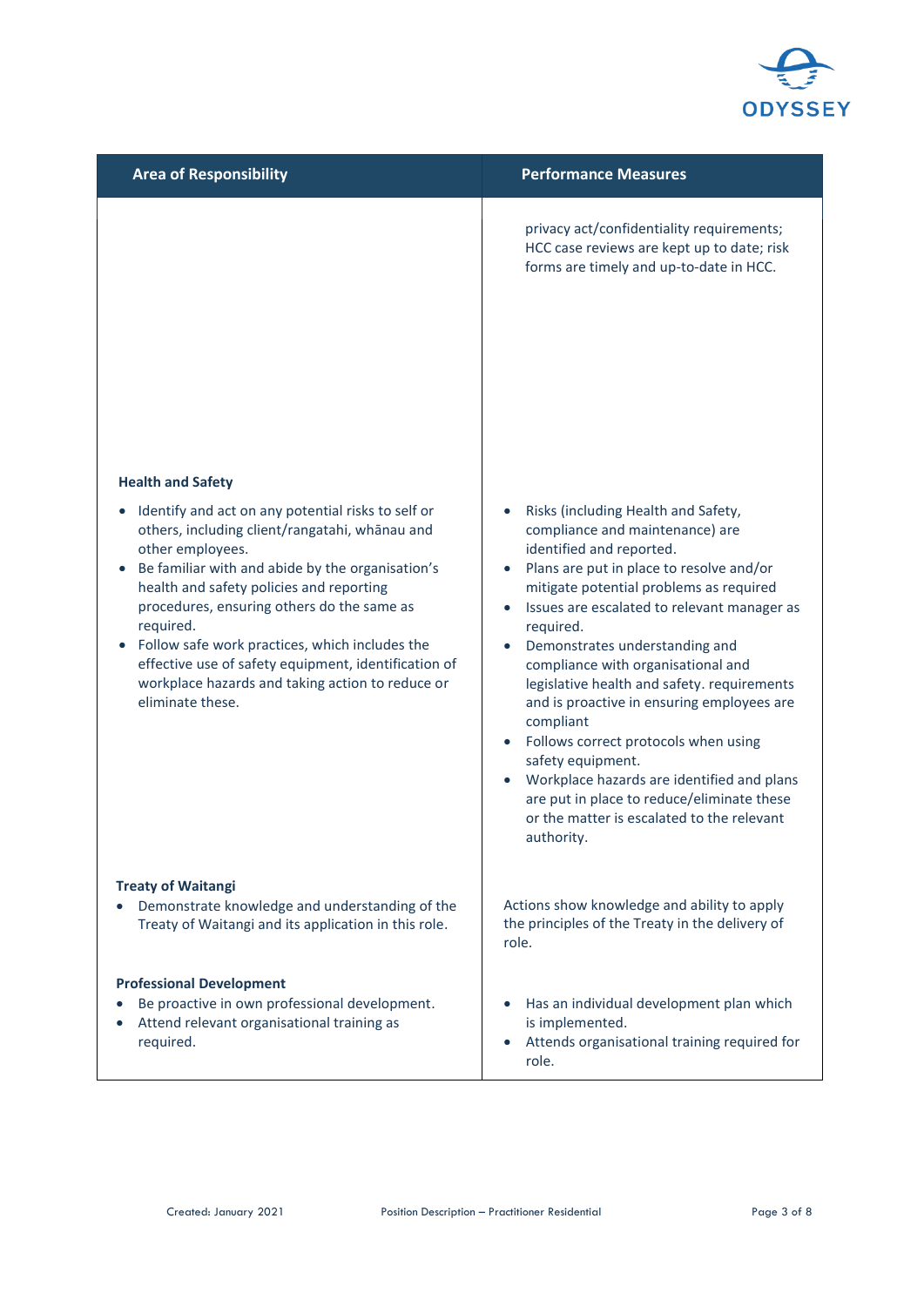| Area of Responsibility | Performance Measures |
|---|---|
| | privacy act/confidentiality requirements; HCC case reviews are kept up to date; risk forms are timely and up-to-date in HCC. |
| **Health and Safety**<br>• Identify and act on any potential risks to self or others, including client/rangatahi, whānau and other employees.<br>• Be familiar with and abide by the organisation's health and safety policies and reporting procedures, ensuring others do the same as required.<br>• Follow safe work practices, which includes the effective use of safety equipment, identification of workplace hazards and taking action to reduce or eliminate these. | • Risks (including Health and Safety, compliance and maintenance) are identified and reported.<br>• Plans are put in place to resolve and/or mitigate potential problems as required<br>• Issues are escalated to relevant manager as required.<br>• Demonstrates understanding and compliance with organisational and legislative health and safety. requirements and is proactive in ensuring employees are compliant<br>• Follows correct protocols when using safety equipment.<br>• Workplace hazards are identified and plans are put in place to reduce/eliminate these or the matter is escalated to the relevant authority. |
| **Treaty of Waitangi**<br>• Demonstrate knowledge and understanding of the Treaty of Waitangi and its application in this role. | Actions show knowledge and ability to apply the principles of the Treaty in the delivery of role. |
| **Professional Development**<br>• Be proactive in own professional development.<br>• Attend relevant organisational training as required. | • Has an individual development plan which is implemented.<br>• Attends organisational training required for role. |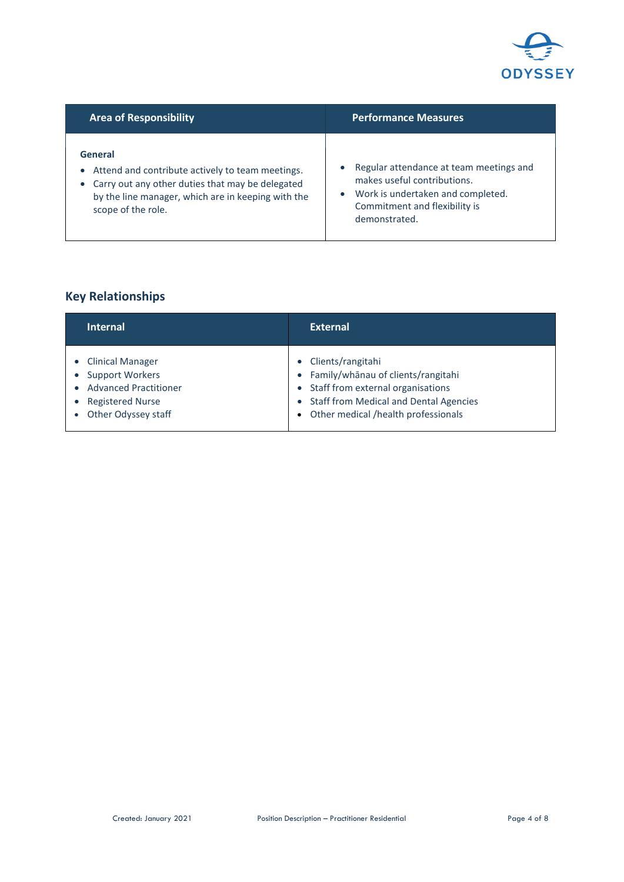| Area of Responsibility | Performance Measures |
|---|---|
| **General**<br>• Attend and contribute actively to team meetings.<br>• Carry out any other duties that may be delegated by the line manager, which are in keeping with the scope of the role. | • Regular attendance at team meetings and makes useful contributions.<br>• Work is undertaken and completed. Commitment and flexibility is demonstrated. |

## Key Relationships

| Internal | External |
|---|---|
| • Clinical Manager<br>• Support Workers<br>• Advanced Practitioner<br>• Registered Nurse<br>• Other Odyssey staff | • Clients/rangitahi<br>• Family/whānau of clients/rangitahi<br>• Staff from external organisations<br>• Staff from Medical and Dental Agencies<br>• Other medical /health professionals |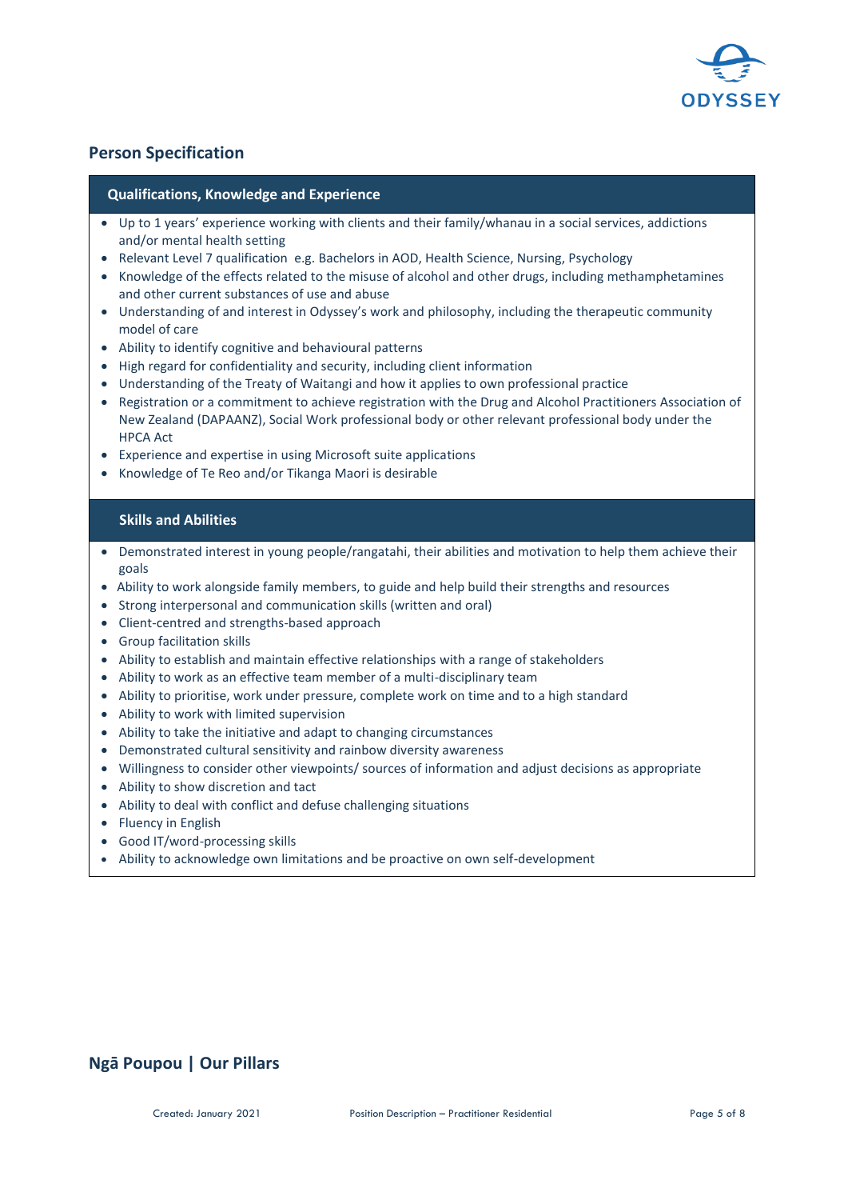## Person Specification

### Qualifications, Knowledge and Experience

- Up to 1 years' experience working with clients and their family/whanau in a social services, addictions and/or mental health setting
- Relevant Level 7 qualification e.g. Bachelors in AOD, Health Science, Nursing, Psychology
- Knowledge of the effects related to the misuse of alcohol and other drugs, including methamphetamines and other current substances of use and abuse
- Understanding of and interest in Odyssey's work and philosophy, including the therapeutic community model of care
- Ability to identify cognitive and behavioural patterns
- High regard for confidentiality and security, including client information
- Understanding of the Treaty of Waitangi and how it applies to own professional practice
- Registration or a commitment to achieve registration with the Drug and Alcohol Practitioners Association of New Zealand (DAPAANZ), Social Work professional body or other relevant professional body under the HPCA Act
- Experience and expertise in using Microsoft suite applications
- Knowledge of Te Reo and/or Tikanga Maori is desirable

### Skills and Abilities

- Demonstrated interest in young people/rangatahi, their abilities and motivation to help them achieve their goals
- Ability to work alongside family members, to guide and help build their strengths and resources
- Strong interpersonal and communication skills (written and oral)
- Client-centred and strengths-based approach
- Group facilitation skills
- Ability to establish and maintain effective relationships with a range of stakeholders
- Ability to work as an effective team member of a multi-disciplinary team
- Ability to prioritise, work under pressure, complete work on time and to a high standard
- Ability to work with limited supervision
- Ability to take the initiative and adapt to changing circumstances
- Demonstrated cultural sensitivity and rainbow diversity awareness
- Willingness to consider other viewpoints/ sources of information and adjust decisions as appropriate
- Ability to show discretion and tact
- Ability to deal with conflict and defuse challenging situations
- Fluency in English
- Good IT/word-processing skills
- Ability to acknowledge own limitations and be proactive on own self-development

## Ngā Poupou | Our Pillars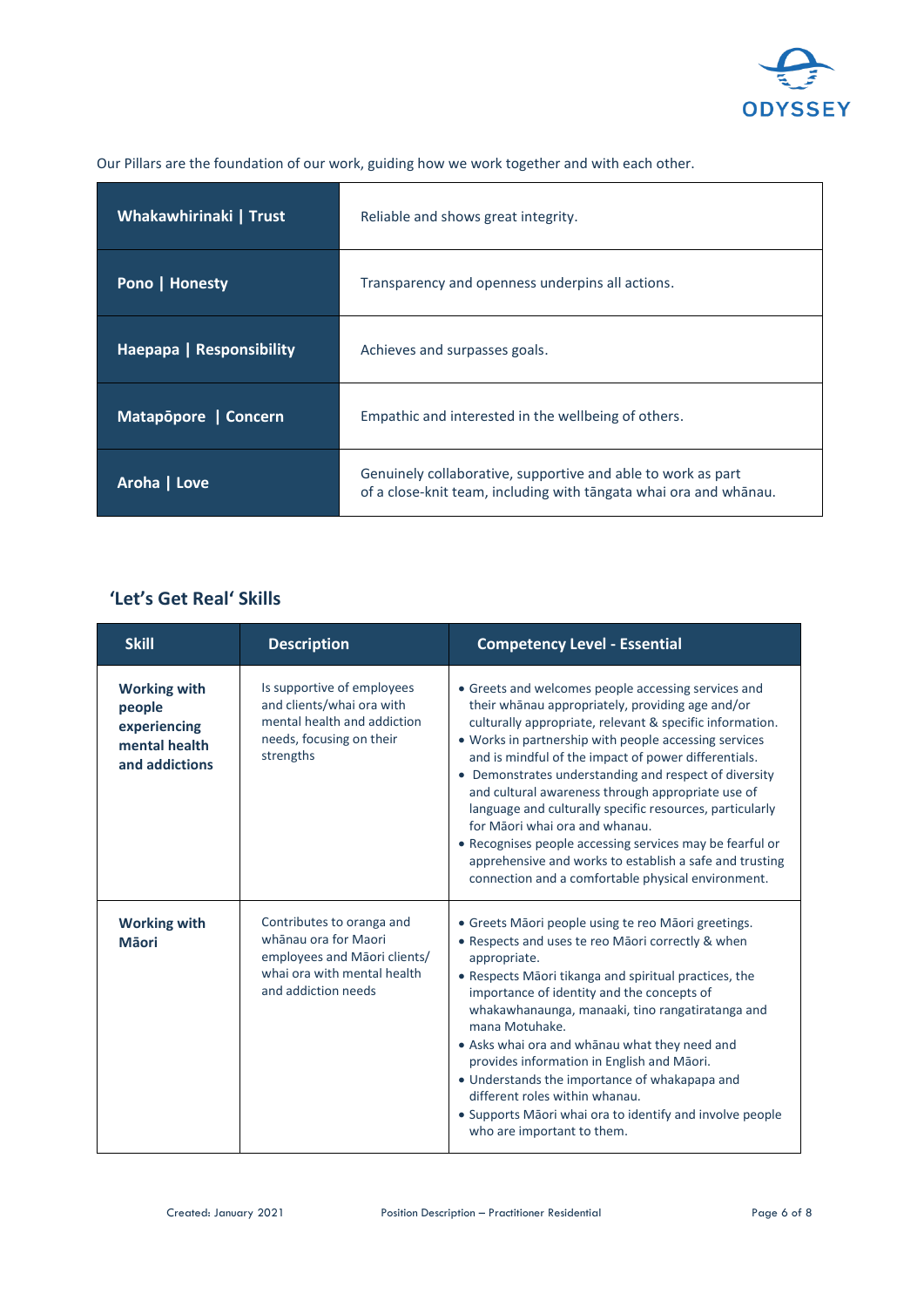Our Pillars are the foundation of our work, guiding how we work together and with each other.

| | |
|---|---|
| **Whakawhirinaki \| Trust** | Reliable and shows great integrity. |
| **Pono \| Honesty** | Transparency and openness underpins all actions. |
| **Haepapa \| Responsibility** | Achieves and surpasses goals. |
| **Matapōpore \| Concern** | Empathic and interested in the wellbeing of others. |
| **Aroha \| Love** | Genuinely collaborative, supportive and able to work as part of a close-knit team, including with tāngata whai ora and whānau. |

## 'Let's Get Real' Skills

| Skill | Description | Competency Level - Essential |
|---|---|---|
| **Working with people experiencing mental health and addictions** | Is supportive of employees and clients/whai ora with mental health and addiction needs, focusing on their strengths | • Greets and welcomes people accessing services and their whānau appropriately, providing age and/or culturally appropriate, relevant & specific information.<br>• Works in partnership with people accessing services and is mindful of the impact of power differentials.<br>• Demonstrates understanding and respect of diversity and cultural awareness through appropriate use of language and culturally specific resources, particularly for Māori whai ora and whanau.<br>• Recognises people accessing services may be fearful or apprehensive and works to establish a safe and trusting connection and a comfortable physical environment. |
| **Working with Māori** | Contributes to oranga and whānau ora for Maori employees and Māori clients/ whai ora with mental health and addiction needs | • Greets Māori people using te reo Māori greetings.<br>• Respects and uses te reo Māori correctly & when appropriate.<br>• Respects Māori tikanga and spiritual practices, the importance of identity and the concepts of whakawhanaunga, manaaki, tino rangatiratanga and mana Motuhake.<br>• Asks whai ora and whānau what they need and provides information in English and Māori.<br>• Understands the importance of whakapapa and different roles within whanau.<br>• Supports Māori whai ora to identify and involve people who are important to them. |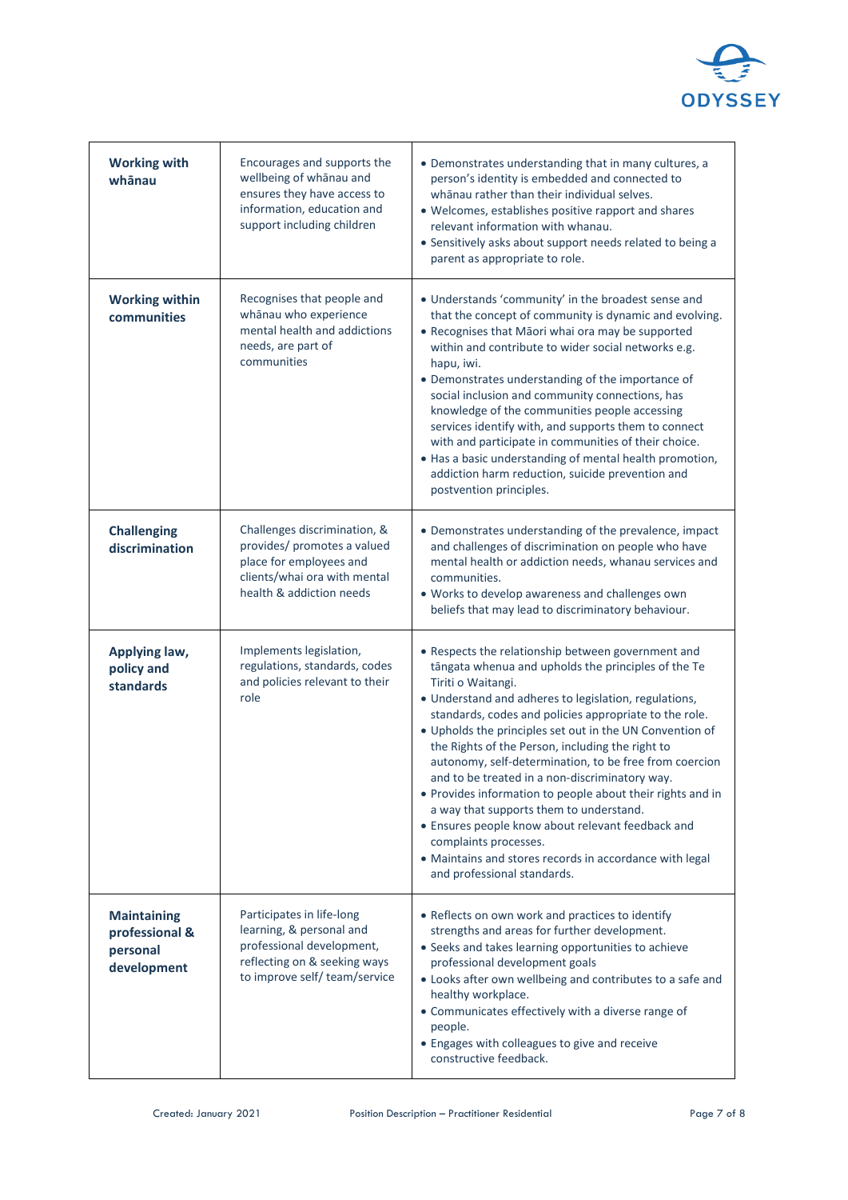| | | |
|---|---|---|
| **Working with whānau** | Encourages and supports the wellbeing of whānau and ensures they have access to information, education and support including children | • Demonstrates understanding that in many cultures, a person's identity is embedded and connected to whānau rather than their individual selves.<br>• Welcomes, establishes positive rapport and shares relevant information with whanau.<br>• Sensitively asks about support needs related to being a parent as appropriate to role. |
| **Working within communities** | Recognises that people and whānau who experience mental health and addictions needs, are part of communities | • Understands 'community' in the broadest sense and that the concept of community is dynamic and evolving.<br>• Recognises that Māori whai ora may be supported within and contribute to wider social networks e.g. hapu, iwi.<br>• Demonstrates understanding of the importance of social inclusion and community connections, has knowledge of the communities people accessing services identify with, and supports them to connect with and participate in communities of their choice.<br>• Has a basic understanding of mental health promotion, addiction harm reduction, suicide prevention and postvention principles. |
| **Challenging discrimination** | Challenges discrimination, & provides/ promotes a valued place for employees and clients/whai ora with mental health & addiction needs | • Demonstrates understanding of the prevalence, impact and challenges of discrimination on people who have mental health or addiction needs, whanau services and communities.<br>• Works to develop awareness and challenges own beliefs that may lead to discriminatory behaviour. |
| **Applying law, policy and standards** | Implements legislation, regulations, standards, codes and policies relevant to their role | • Respects the relationship between government and tāngata whenua and upholds the principles of the Te Tiriti o Waitangi.<br>• Understand and adheres to legislation, regulations, standards, codes and policies appropriate to the role.<br>• Upholds the principles set out in the UN Convention of the Rights of the Person, including the right to autonomy, self-determination, to be free from coercion and to be treated in a non-discriminatory way.<br>• Provides information to people about their rights and in a way that supports them to understand.<br>• Ensures people know about relevant feedback and complaints processes.<br>• Maintains and stores records in accordance with legal and professional standards. |
| **Maintaining professional & personal development** | Participates in life-long learning, & personal and professional development, reflecting on & seeking ways to improve self/ team/service | • Reflects on own work and practices to identify strengths and areas for further development.<br>• Seeks and takes learning opportunities to achieve professional development goals<br>• Looks after own wellbeing and contributes to a safe and healthy workplace.<br>• Communicates effectively with a diverse range of people.<br>• Engages with colleagues to give and receive constructive feedback. |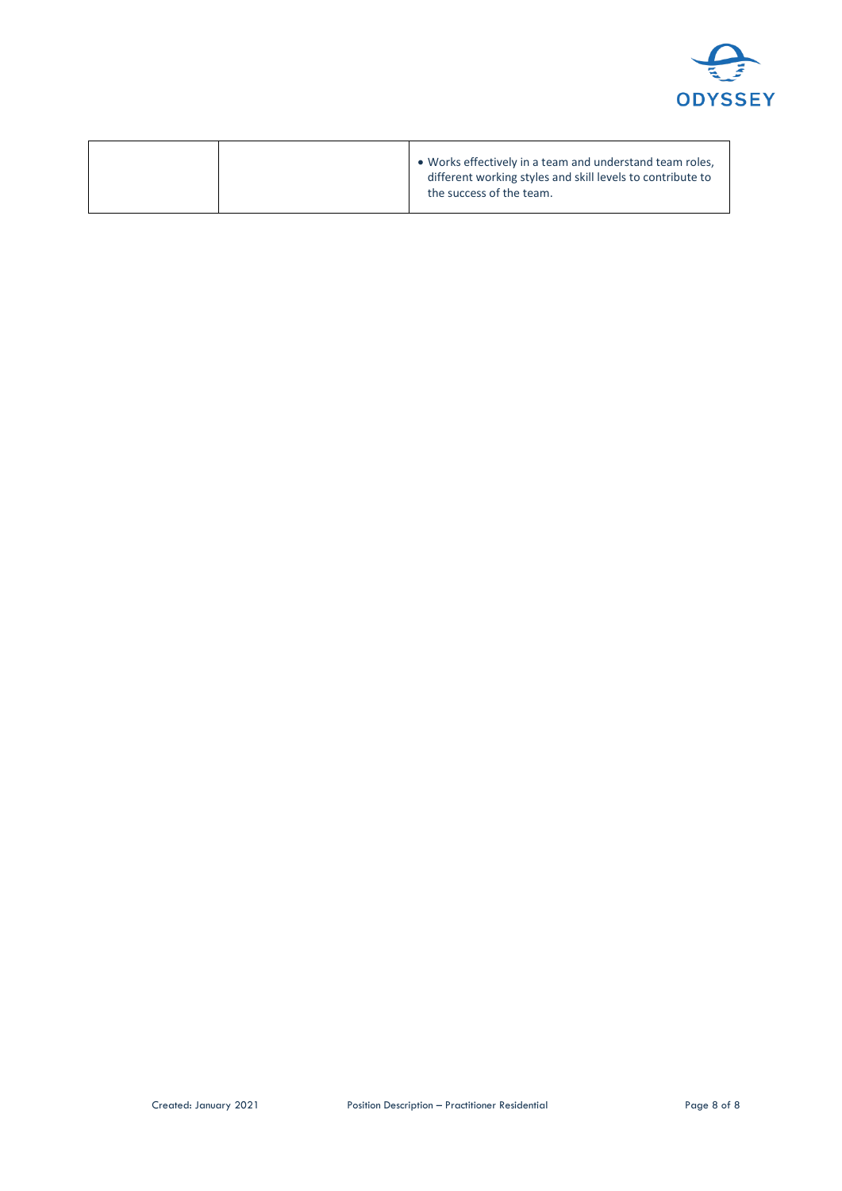| | | |
|---|---|---|
| | | • Works effectively in a team and understand team roles, different working styles and skill levels to contribute to the success of the team. |